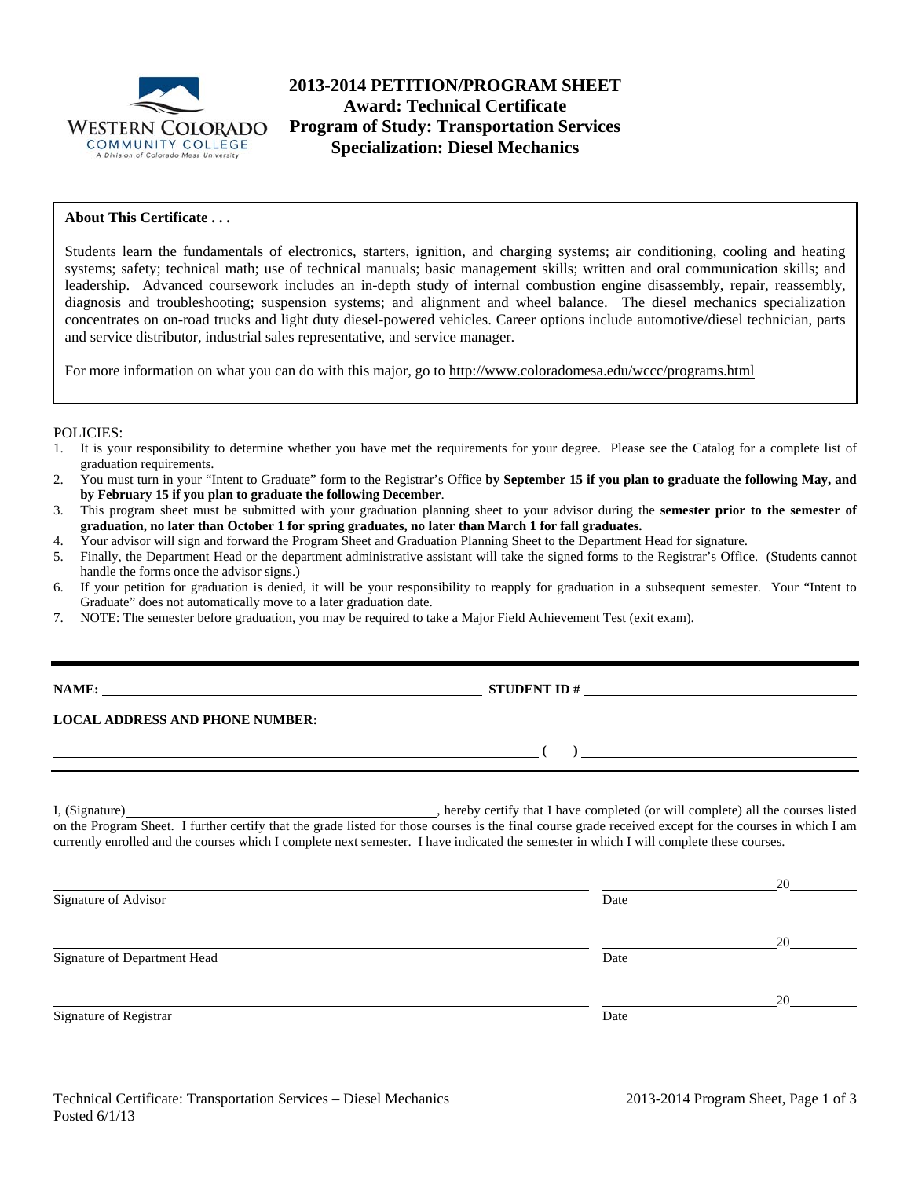Western Colorado Community College
A Division of Colorado Mesa University

# 2013-2014 PETITION/PROGRAM SHEET
## Award: Technical Certificate
## Program of Study: Transportation Services
## Specialization: Diesel Mechanics

**About This Certificate . . .**

Students learn the fundamentals of electronics, starters, ignition, and charging systems; air conditioning, cooling and heating systems; safety; technical math; use of technical manuals; basic management skills; written and oral communication skills; and leadership. Advanced coursework includes an in-depth study of internal combustion engine disassembly, repair, reassembly, diagnosis and troubleshooting; suspension systems; and alignment and wheel balance. The diesel mechanics specialization concentrates on on-road trucks and light duty diesel-powered vehicles. Career options include automotive/diesel technician, parts and service distributor, industrial sales representative, and service manager.

For more information on what you can do with this major, go to http://www.coloradomesa.edu/wccc/programs.html

POLICIES:

1. It is your responsibility to determine whether you have met the requirements for your degree. Please see the Catalog for a complete list of graduation requirements.
2. You must turn in your "Intent to Graduate" form to the Registrar's Office **by September 15 if you plan to graduate the following May, and by February 15 if you plan to graduate the following December**.
3. This program sheet must be submitted with your graduation planning sheet to your advisor during the **semester prior to the semester of graduation, no later than October 1 for spring graduates, no later than March 1 for fall graduates.**
4. Your advisor will sign and forward the Program Sheet and Graduation Planning Sheet to the Department Head for signature.
5. Finally, the Department Head or the department administrative assistant will take the signed forms to the Registrar's Office. (Students cannot handle the forms once the advisor signs.)
6. If your petition for graduation is denied, it will be your responsibility to reapply for graduation in a subsequent semester. Your "Intent to Graduate" does not automatically move to a later graduation date.
7. NOTE: The semester before graduation, you may be required to take a Major Field Achievement Test (exit exam).

**NAME:** ______________________________ **STUDENT ID #** ______________________________

**LOCAL ADDRESS AND PHONE NUMBER:** ______________________________

______________________________ **( )** ______________________________

I, (Signature)______________________________, hereby certify that I have completed (or will complete) all the courses listed on the Program Sheet. I further certify that the grade listed for those courses is the final course grade received except for the courses in which I am currently enrolled and the courses which I complete next semester. I have indicated the semester in which I will complete these courses.

______________________________ ______________20______
Signature of Advisor Date

______________________________ ______________20______
Signature of Department Head Date

______________________________ ______________20______
Signature of Registrar Date

Posted 6/1/13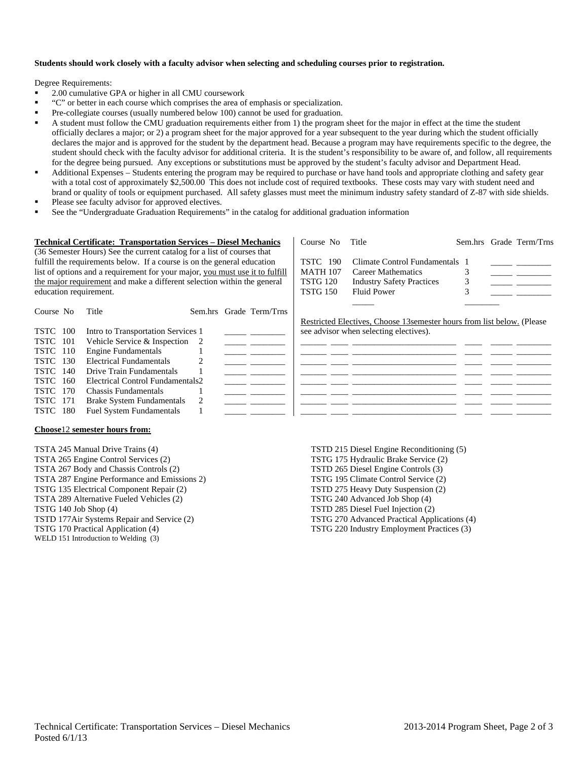**Students should work closely with a faculty advisor when selecting and scheduling courses prior to registration.**

Degree Requirements:

- 2.00 cumulative GPA or higher in all CMU coursework
- "C" or better in each course which comprises the area of emphasis or specialization.
- Pre-collegiate courses (usually numbered below 100) cannot be used for graduation.
- A student must follow the CMU graduation requirements either from 1) the program sheet for the major in effect at the time the student officially declares a major; or 2) a program sheet for the major approved for a year subsequent to the year during which the student officially declares the major and is approved for the student by the department head. Because a program may have requirements specific to the degree, the student should check with the faculty advisor for additional criteria. It is the student's responsibility to be aware of, and follow, all requirements for the degree being pursued. Any exceptions or substitutions must be approved by the student's faculty advisor and Department Head.
- Additional Expenses – Students entering the program may be required to purchase or have hand tools and appropriate clothing and safety gear with a total cost of approximately $2,500.00 This does not include cost of required textbooks. These costs may vary with student need and brand or quality of tools or equipment purchased. All safety glasses must meet the minimum industry safety standard of Z-87 with side shields.
- Please see faculty advisor for approved electives.
- See the "Undergraduate Graduation Requirements" in the catalog for additional graduation information

**Technical Certificate: Transportation Services – Diesel Mechanics**
(36 Semester Hours) See the current catalog for a list of courses that fulfill the requirements below. If a course is on the general education list of options and a requirement for your major, you must use it to fulfill the major requirement and make a different selection within the general education requirement.

| Course No | Title | Sem.hrs | Grade | Term/Trns |
|---|---|---|---|---|
| TSTC 100 | Intro to Transportation Services | 1 | | |
| TSTC 101 | Vehicle Service & Inspection | 2 | | |
| TSTC 110 | Engine Fundamentals | 1 | | |
| TSTC 130 | Electrical Fundamentals | 2 | | |
| TSTC 140 | Drive Train Fundamentals | 1 | | |
| TSTC 160 | Electrical Control Fundamentals | 2 | | |
| TSTC 170 | Chassis Fundamentals | 1 | | |
| TSTC 171 | Brake System Fundamentals | 2 | | |
| TSTC 180 | Fuel System Fundamentals | 1 | | |
| TSTC 190 | Climate Control Fundamentals | 1 | | |
| MATH 107 | Career Mathematics | 3 | | |
| TSTG 120 | Industry Safety Practices | 3 | | |
| TSTG 150 | Fluid Power | 3 | | |

Restricted Electives, Choose 13semester hours from list below. (Please see advisor when selecting electives).

| | | | | | |
|---|---|---|---|---|---|
| | | | | | |
| | | | | | |
| | | | | | |
| | | | | | |
| | | | | | |
| | | | | | |
| | | | | | |

**Choose**12 **semester hours from:**

TSTA 245 Manual Drive Trains (4)
TSTA 265 Engine Control Services (2)
TSTA 267 Body and Chassis Controls (2)
TSTA 287 Engine Performance and Emissions 2)
TSTG 135 Electrical Component Repair (2)
TSTA 289 Alternative Fueled Vehicles (2)
TSTG 140 Job Shop (4)
TSTD 177Air Systems Repair and Service (2)
TSTG 170 Practical Application (4)
WELD 151 Introduction to Welding (3)
TSTD 215 Diesel Engine Reconditioning (5)
TSTG 175 Hydraulic Brake Service (2)
TSTD 265 Diesel Engine Controls (3)
TSTG 195 Climate Control Service (2)
TSTD 275 Heavy Duty Suspension (2)
TSTG 240 Advanced Job Shop (4)
TSTD 285 Diesel Fuel Injection (2)
TSTG 270 Advanced Practical Applications (4)
TSTG 220 Industry Employment Practices (3)

Technical Certificate: Transportation Services – Diesel Mechanics
Posted 6/1/13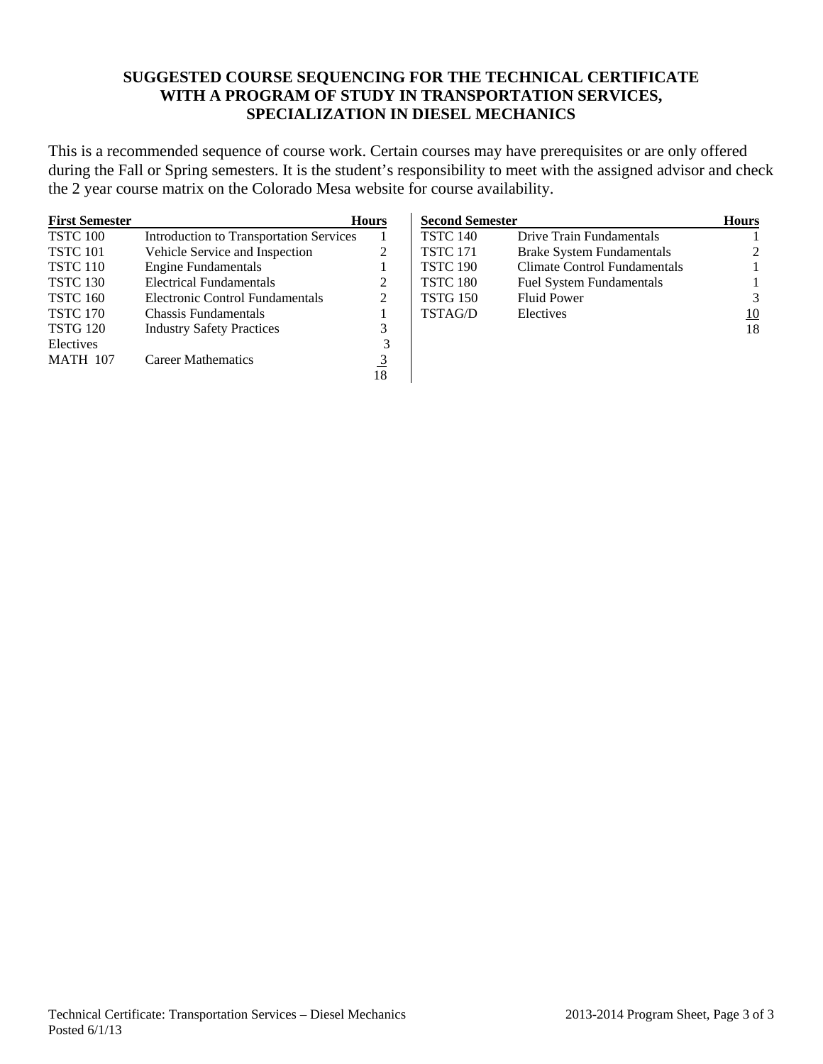**SUGGESTED COURSE SEQUENCING FOR THE TECHNICAL CERTIFICATE WITH A PROGRAM OF STUDY IN TRANSPORTATION SERVICES, SPECIALIZATION IN DIESEL MECHANICS**

This is a recommended sequence of course work. Certain courses may have prerequisites or are only offered during the Fall or Spring semesters. It is the student's responsibility to meet with the assigned advisor and check the 2 year course matrix on the Colorado Mesa website for course availability.

| First Semester | | Hours |
|---|---|---|
| TSTC 100 | Introduction to Transportation Services | 1 |
| TSTC 101 | Vehicle Service and Inspection | 2 |
| TSTC 110 | Engine Fundamentals | 1 |
| TSTC 130 | Electrical Fundamentals | 2 |
| TSTC 160 | Electronic Control Fundamentals | 2 |
| TSTC 170 | Chassis Fundamentals | 1 |
| TSTG 120 | Industry Safety Practices | 3 |
| Electives | | 3 |
| MATH 107 | Career Mathematics | 3 |
| | | 18 |

| Second Semester | | Hours |
|---|---|---|
| TSTC 140 | Drive Train Fundamentals | 1 |
| TSTC 171 | Brake System Fundamentals | 2 |
| TSTC 190 | Climate Control Fundamentals | 1 |
| TSTC 180 | Fuel System Fundamentals | 1 |
| TSTG 150 | Fluid Power | 3 |
| TSTAG/D | Electives | 10 |
| | | 18 |